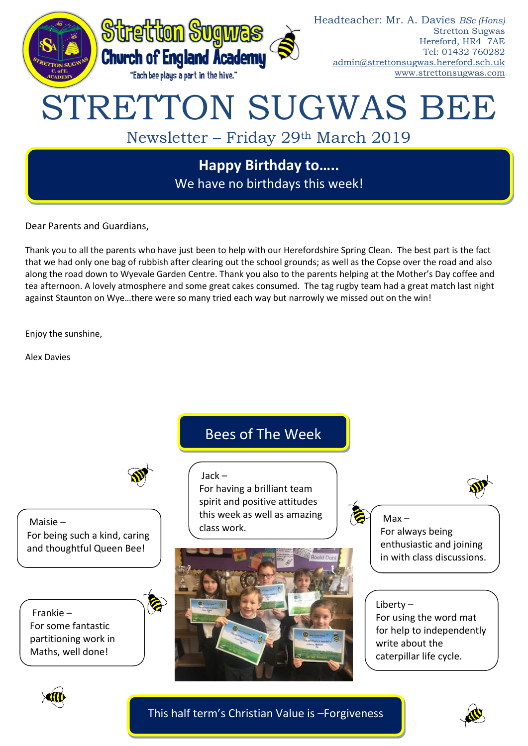**Stretton Sugwas Church of England Academy**

"Each bee plays a part in the hive."

Headteacher: Mr. A. Davies *BSc (Hons)*
Stretton Sugwas
Hereford, HR4 7AE
Tel: 01432 760282
admin@strettonsugwas.hereford.sch.uk
www.strettonsugwas.com

# STRETTON SUGWAS BEE

## Newsletter – Friday 29th March 2019

**Happy Birthday to…..**
We have no birthdays this week!

Dear Parents and Guardians,

Thank you to all the parents who have just been to help with our Herefordshire Spring Clean. The best part is the fact that we had only one bag of rubbish after clearing out the school grounds; as well as the Copse over the road and also along the road down to Wyevale Garden Centre. Thank you also to the parents helping at the Mother's Day coffee and tea afternoon. A lovely atmosphere and some great cakes consumed. The tag rugby team had a great match last night against Staunton on Wye…there were so many tried each way but narrowly we missed out on the win!

Enjoy the sunshine,

Alex Davies

## Bees of The Week

Jack – For having a brilliant team spirit and positive attitudes this week as well as amazing class work.

Maisie – For being such a kind, caring and thoughtful Queen Bee!

Max – For always being enthusiastic and joining in with class discussions.

Frankie – For some fantastic partitioning work in Maths, well done!

Liberty – For using the word mat for help to independently write about the caterpillar life cycle.

This half term's Christian Value is –Forgiveness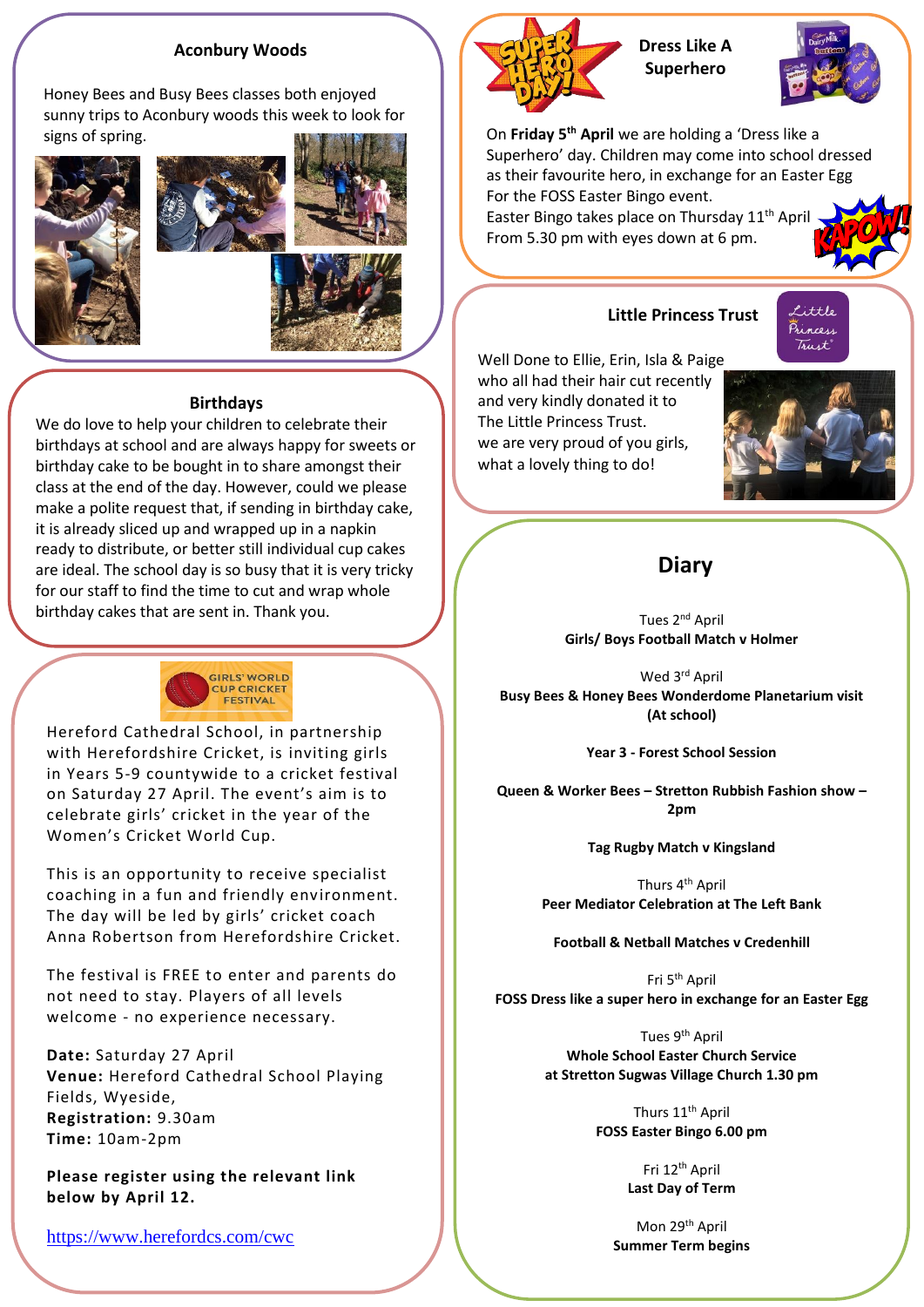## Aconbury Woods

Honey Bees and Busy Bees classes both enjoyed sunny trips to Aconbury woods this week to look for signs of spring.

## Birthdays

We do love to help your children to celebrate their birthdays at school and are always happy for sweets or birthday cake to be bought in to share amongst their class at the end of the day. However, could we please make a polite request that, if sending in birthday cake, it is already sliced up and wrapped up in a napkin ready to distribute, or better still individual cup cakes are ideal. The school day is so busy that it is very tricky for our staff to find the time to cut and wrap whole birthday cakes that are sent in. Thank you.

## GIRLS' WORLD CUP CRICKET FESTIVAL

Hereford Cathedral School, in partnership with Herefordshire Cricket, is inviting girls in Years 5-9 countywide to a cricket festival on Saturday 27 April. The event's aim is to celebrate girls' cricket in the year of the Women's Cricket World Cup.

This is an opportunity to receive specialist coaching in a fun and friendly environment. The day will be led by girls' cricket coach Anna Robertson from Herefordshire Cricket.

The festival is FREE to enter and parents do not need to stay. Players of all levels welcome - no experience necessary.

**Date:** Saturday 27 April
**Venue:** Hereford Cathedral School Playing Fields, Wyeside,
**Registration:** 9.30am
**Time:** 10am-2pm

**Please register using the relevant link below by April 12.**

https://www.herefordcs.com/cwc

## Dress Like A Superhero

On **Friday 5th April** we are holding a 'Dress like a Superhero' day. Children may come into school dressed as their favourite hero, in exchange for an Easter Egg For the FOSS Easter Bingo event.
Easter Bingo takes place on Thursday 11th April From 5.30 pm with eyes down at 6 pm.

## Little Princess Trust

Well Done to Ellie, Erin, Isla & Paige who all had their hair cut recently and very kindly donated it to The Little Princess Trust.
we are very proud of you girls, what a lovely thing to do!

## Diary

Tues 2nd April
**Girls/ Boys Football Match v Holmer**

Wed 3rd April
**Busy Bees & Honey Bees Wonderdome Planetarium visit (At school)**

**Year 3 - Forest School Session**

**Queen & Worker Bees – Stretton Rubbish Fashion show – 2pm**

**Tag Rugby Match v Kingsland**

Thurs 4th April
**Peer Mediator Celebration at The Left Bank**

**Football & Netball Matches v Credenhill**

Fri 5th April
**FOSS Dress like a super hero in exchange for an Easter Egg**

Tues 9th April
**Whole School Easter Church Service at Stretton Sugwas Village Church 1.30 pm**

Thurs 11th April
**FOSS Easter Bingo 6.00 pm**

Fri 12th April
**Last Day of Term**

Mon 29th April
**Summer Term begins**